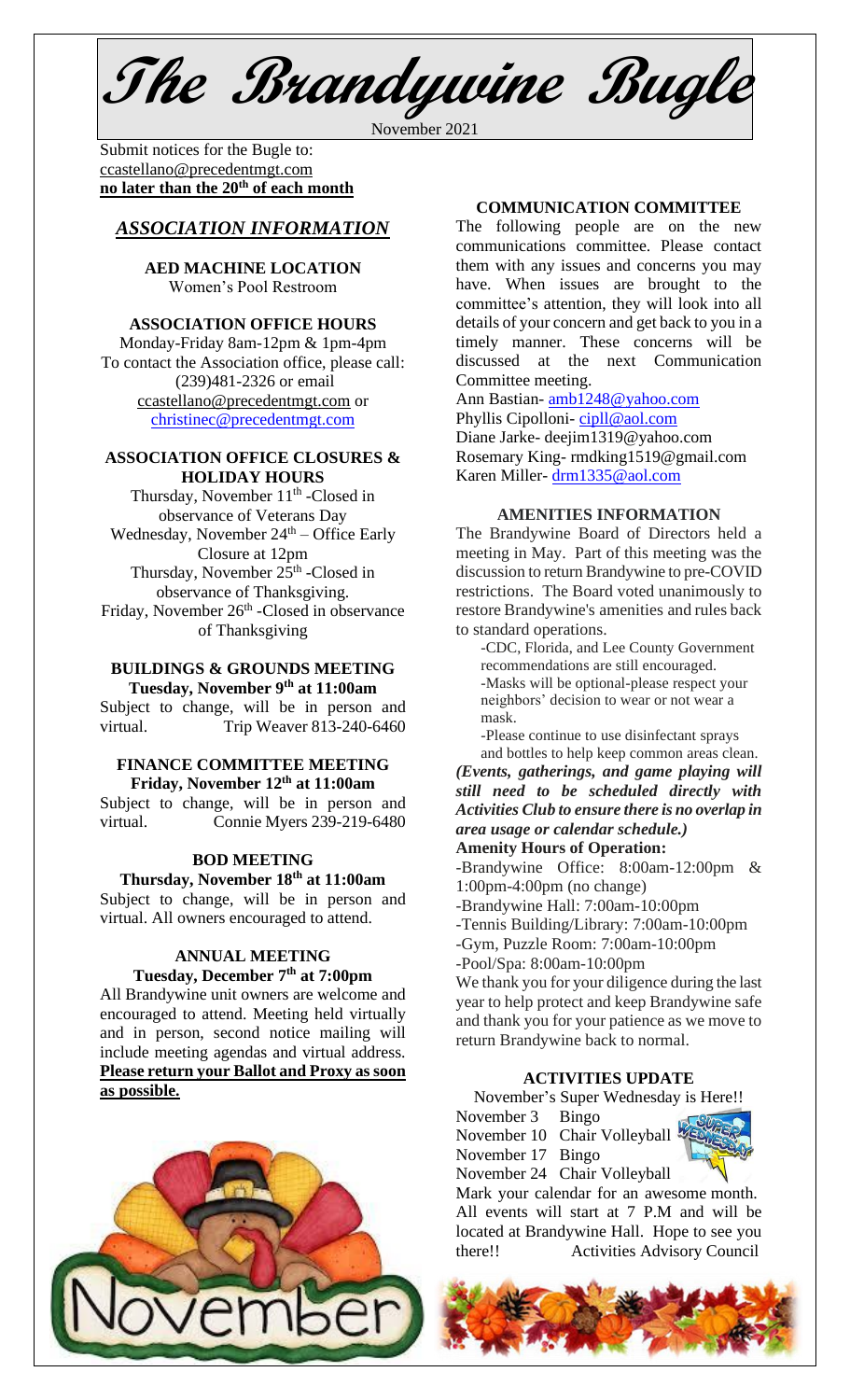# The Brandywine Bugle

November 2021

Submit notices for the Bugle to: ccastellano@precedentmgt.com
**no later than the 20th of each month**

## *ASSOCIATION INFORMATION*

**AED MACHINE LOCATION**
Women's Pool Restroom

**ASSOCIATION OFFICE HOURS**
Monday-Friday 8am-12pm & 1pm-4pm
To contact the Association office, please call: (239)481-2326 or email ccastellano@precedentmgt.com or christinec@precedentmgt.com

**ASSOCIATION OFFICE CLOSURES & HOLIDAY HOURS**
Thursday, November 11th -Closed in observance of Veterans Day
Wednesday, November 24th – Office Early Closure at 12pm
Thursday, November 25th -Closed in observance of Thanksgiving.
Friday, November 26th -Closed in observance of Thanksgiving

**BUILDINGS & GROUNDS MEETING**
**Tuesday, November 9th at 11:00am**
Subject to change, will be in person and virtual. Trip Weaver 813-240-6460

**FINANCE COMMITTEE MEETING**
**Friday, November 12th at 11:00am**
Subject to change, will be in person and virtual. Connie Myers 239-219-6480

**BOD MEETING**
**Thursday, November 18th at 11:00am**
Subject to change, will be in person and virtual. All owners encouraged to attend.

**ANNUAL MEETING**
**Tuesday, December 7th at 7:00pm**
All Brandywine unit owners are welcome and encouraged to attend. Meeting held virtually and in person, second notice mailing will include meeting agendas and virtual address. **Please return your Ballot and Proxy as soon as possible.**

**COMMUNICATION COMMITTEE**
The following people are on the new communications committee. Please contact them with any issues and concerns you may have. When issues are brought to the committee's attention, they will look into all details of your concern and get back to you in a timely manner. These concerns will be discussed at the next Communication Committee meeting.
Ann Bastian- amb1248@yahoo.com
Phyllis Cipolloni- cipll@aol.com
Diane Jarke- deejim1319@yahoo.com
Rosemary King- rmdking1519@gmail.com
Karen Miller- drm1335@aol.com

**AMENITIES INFORMATION**
The Brandywine Board of Directors held a meeting in May. Part of this meeting was the discussion to return Brandywine to pre-COVID restrictions. The Board voted unanimously to restore Brandywine's amenities and rules back to standard operations.

- -CDC, Florida, and Lee County Government recommendations are still encouraged.
- -Masks will be optional-please respect your neighbors' decision to wear or not wear a mask.
- -Please continue to use disinfectant sprays and bottles to help keep common areas clean.

***(Events, gatherings, and game playing will still need to be scheduled directly with Activities Club to ensure there is no overlap in area usage or calendar schedule.)***

**Amenity Hours of Operation:**
-Brandywine Office: 8:00am-12:00pm & 1:00pm-4:00pm (no change)
-Brandywine Hall: 7:00am-10:00pm
-Tennis Building/Library: 7:00am-10:00pm
-Gym, Puzzle Room: 7:00am-10:00pm
-Pool/Spa: 8:00am-10:00pm

We thank you for your diligence during the last year to help protect and keep Brandywine safe and thank you for your patience as we move to return Brandywine back to normal.

**ACTIVITIES UPDATE**
November's Super Wednesday is Here!!
November 3 Bingo
November 10 Chair Volleyball
November 17 Bingo
November 24 Chair Volleyball

Mark your calendar for an awesome month. All events will start at 7 P.M and will be located at Brandywine Hall. Hope to see you there!! Activities Advisory Council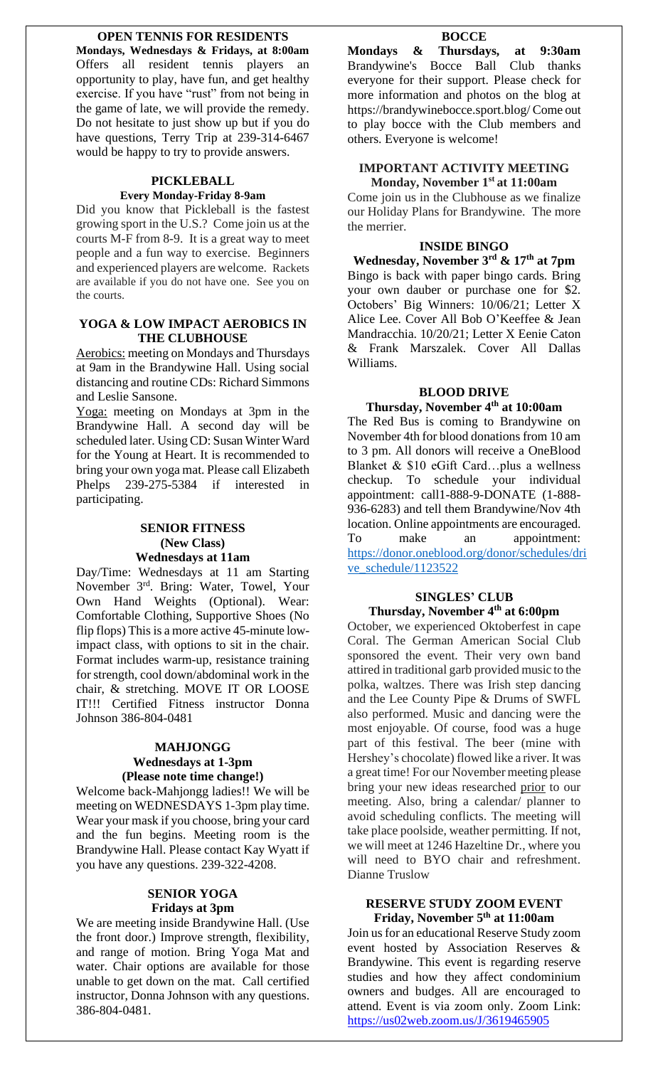## OPEN TENNIS FOR RESIDENTS

**Mondays, Wednesdays & Fridays, at 8:00am**

Offers all resident tennis players an opportunity to play, have fun, and get healthy exercise. If you have "rust" from not being in the game of late, we will provide the remedy. Do not hesitate to just show up but if you do have questions, Terry Trip at 239-314-6467 would be happy to try to provide answers.

## PICKLEBALL

**Every Monday-Friday 8-9am**

Did you know that Pickleball is the fastest growing sport in the U.S.? Come join us at the courts M-F from 8-9. It is a great way to meet people and a fun way to exercise. Beginners and experienced players are welcome. Rackets are available if you do not have one. See you on the courts.

## YOGA & LOW IMPACT AEROBICS IN THE CLUBHOUSE

Aerobics: meeting on Mondays and Thursdays at 9am in the Brandywine Hall. Using social distancing and routine CDs: Richard Simmons and Leslie Sansone.

Yoga: meeting on Mondays at 3pm in the Brandywine Hall. A second day will be scheduled later. Using CD: Susan Winter Ward for the Young at Heart. It is recommended to bring your own yoga mat. Please call Elizabeth Phelps 239-275-5384 if interested in participating.

## SENIOR FITNESS
**(New Class)**
**Wednesdays at 11am**

Day/Time: Wednesdays at 11 am Starting November 3rd. Bring: Water, Towel, Your Own Hand Weights (Optional). Wear: Comfortable Clothing, Supportive Shoes (No flip flops) This is a more active 45-minute low-impact class, with options to sit in the chair. Format includes warm-up, resistance training for strength, cool down/abdominal work in the chair, & stretching. MOVE IT OR LOOSE IT!!! Certified Fitness instructor Donna Johnson 386-804-0481

## MAHJONGG
**Wednesdays at 1-3pm**
**(Please note time change!)**

Welcome back-Mahjongg ladies!! We will be meeting on WEDNESDAYS 1-3pm play time. Wear your mask if you choose, bring your card and the fun begins. Meeting room is the Brandywine Hall. Please contact Kay Wyatt if you have any questions. 239-322-4208.

## SENIOR YOGA
**Fridays at 3pm**

We are meeting inside Brandywine Hall. (Use the front door.) Improve strength, flexibility, and range of motion. Bring Yoga Mat and water. Chair options are available for those unable to get down on the mat. Call certified instructor, Donna Johnson with any questions. 386-804-0481.

## BOCCE

**Mondays & Thursdays, at 9:30am** Brandywine's Bocce Ball Club thanks everyone for their support. Please check for more information and photos on the blog at https://brandywinebocce.sport.blog/ Come out to play bocce with the Club members and others. Everyone is welcome!

## IMPORTANT ACTIVITY MEETING
**Monday, November 1st at 11:00am**

Come join us in the Clubhouse as we finalize our Holiday Plans for Brandywine. The more the merrier.

## INSIDE BINGO
**Wednesday, November 3rd & 17th at 7pm**

Bingo is back with paper bingo cards. Bring your own dauber or purchase one for $2. Octobers' Big Winners: 10/06/21; Letter X Alice Lee. Cover All Bob O'Keeffee & Jean Mandracchia. 10/20/21; Letter X Eenie Caton & Frank Marszalek. Cover All Dallas Williams.

## BLOOD DRIVE
**Thursday, November 4th at 10:00am**

The Red Bus is coming to Brandywine on November 4th for blood donations from 10 am to 3 pm. All donors will receive a OneBlood Blanket & $10 eGift Card…plus a wellness checkup. To schedule your individual appointment: call1-888-9-DONATE (1-888-936-6283) and tell them Brandywine/Nov 4th location. Online appointments are encouraged. To make an appointment: https://donor.oneblood.org/donor/schedules/drive_schedule/1123522

## SINGLES' CLUB
**Thursday, November 4th at 6:00pm**

October, we experienced Oktoberfest in cape Coral. The German American Social Club sponsored the event. Their very own band attired in traditional garb provided music to the polka, waltzes. There was Irish step dancing and the Lee County Pipe & Drums of SWFL also performed. Music and dancing were the most enjoyable. Of course, food was a huge part of this festival. The beer (mine with Hershey's chocolate) flowed like a river. It was a great time! For our November meeting please bring your new ideas researched prior to our meeting. Also, bring a calendar/ planner to avoid scheduling conflicts. The meeting will take place poolside, weather permitting. If not, we will meet at 1246 Hazeltine Dr., where you will need to BYO chair and refreshment. Dianne Truslow

## RESERVE STUDY ZOOM EVENT
**Friday, November 5th at 11:00am**

Join us for an educational Reserve Study zoom event hosted by Association Reserves & Brandywine. This event is regarding reserve studies and how they affect condominium owners and budges. All are encouraged to attend. Event is via zoom only. Zoom Link: https://us02web.zoom.us/J/3619465905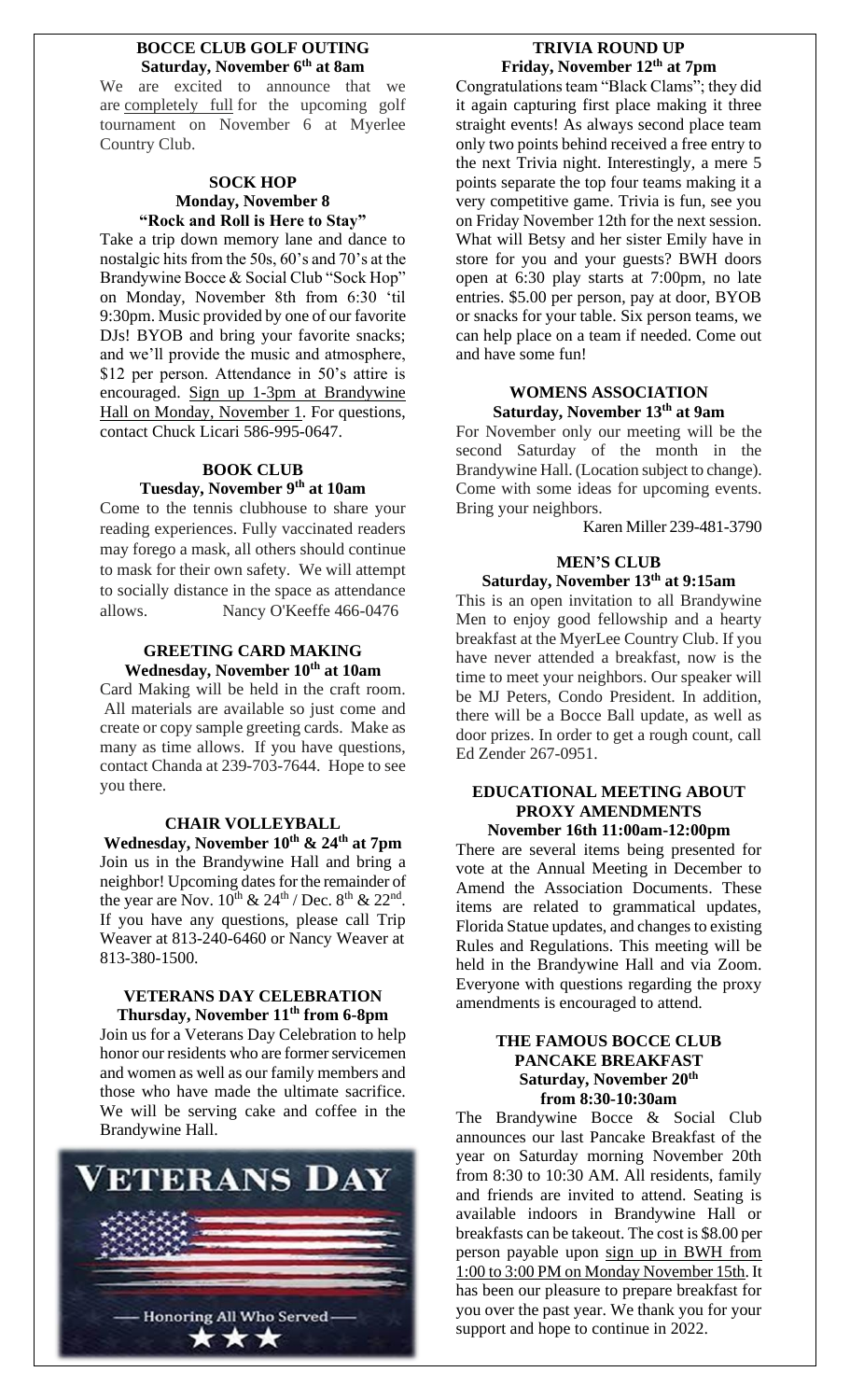### BOCCE CLUB GOLF OUTING
**Saturday, November 6th at 8am**

We are excited to announce that we are completely full for the upcoming golf tournament on November 6 at Myerlee Country Club.

### SOCK HOP
**Monday, November 8**
**"Rock and Roll is Here to Stay"**

Take a trip down memory lane and dance to nostalgic hits from the 50s, 60's and 70's at the Brandywine Bocce & Social Club "Sock Hop" on Monday, November 8th from 6:30 'til 9:30pm. Music provided by one of our favorite DJs! BYOB and bring your favorite snacks; and we'll provide the music and atmosphere, $12 per person. Attendance in 50's attire is encouraged. Sign up 1-3pm at Brandywine Hall on Monday, November 1. For questions, contact Chuck Licari 586-995-0647.

### BOOK CLUB
**Tuesday, November 9th at 10am**

Come to the tennis clubhouse to share your reading experiences. Fully vaccinated readers may forego a mask, all others should continue to mask for their own safety. We will attempt to socially distance in the space as attendance allows. Nancy O'Keeffe 466-0476

### GREETING CARD MAKING
**Wednesday, November 10th at 10am**

Card Making will be held in the craft room. All materials are available so just come and create or copy sample greeting cards. Make as many as time allows. If you have questions, contact Chanda at 239-703-7644. Hope to see you there.

### CHAIR VOLLEYBALL
**Wednesday, November 10th & 24th at 7pm**

Join us in the Brandywine Hall and bring a neighbor! Upcoming dates for the remainder of the year are Nov. 10th & 24th / Dec. 8th & 22nd. If you have any questions, please call Trip Weaver at 813-240-6460 or Nancy Weaver at 813-380-1500.

### VETERANS DAY CELEBRATION
**Thursday, November 11th from 6-8pm**

Join us for a Veterans Day Celebration to help honor our residents who are former servicemen and women as well as our family members and those who have made the ultimate sacrifice. We will be serving cake and coffee in the Brandywine Hall.

### TRIVIA ROUND UP
**Friday, November 12th at 7pm**

Congratulations team "Black Clams"; they did it again capturing first place making it three straight events! As always second place team only two points behind received a free entry to the next Trivia night. Interestingly, a mere 5 points separate the top four teams making it a very competitive game. Trivia is fun, see you on Friday November 12th for the next session. What will Betsy and her sister Emily have in store for you and your guests? BWH doors open at 6:30 play starts at 7:00pm, no late entries. $5.00 per person, pay at door, BYOB or snacks for your table. Six person teams, we can help place on a team if needed. Come out and have some fun!

### WOMENS ASSOCIATION
**Saturday, November 13th at 9am**

For November only our meeting will be the second Saturday of the month in the Brandywine Hall. (Location subject to change). Come with some ideas for upcoming events. Bring your neighbors.

Karen Miller 239-481-3790

### MEN'S CLUB
**Saturday, November 13th at 9:15am**

This is an open invitation to all Brandywine Men to enjoy good fellowship and a hearty breakfast at the MyerLee Country Club. If you have never attended a breakfast, now is the time to meet your neighbors. Our speaker will be MJ Peters, Condo President. In addition, there will be a Bocce Ball update, as well as door prizes. In order to get a rough count, call Ed Zender 267-0951.

### EDUCATIONAL MEETING ABOUT PROXY AMENDMENTS
**November 16th 11:00am-12:00pm**

There are several items being presented for vote at the Annual Meeting in December to Amend the Association Documents. These items are related to grammatical updates, Florida Statue updates, and changes to existing Rules and Regulations. This meeting will be held in the Brandywine Hall and via Zoom. Everyone with questions regarding the proxy amendments is encouraged to attend.

### THE FAMOUS BOCCE CLUB PANCAKE BREAKFAST
**Saturday, November 20th from 8:30-10:30am**

The Brandywine Bocce & Social Club announces our last Pancake Breakfast of the year on Saturday morning November 20th from 8:30 to 10:30 AM. All residents, family and friends are invited to attend. Seating is available indoors in Brandywine Hall or breakfasts can be takeout. The cost is $8.00 per person payable upon sign up in BWH from 1:00 to 3:00 PM on Monday November 15th. It has been our pleasure to prepare breakfast for you over the past year. We thank you for your support and hope to continue in 2022.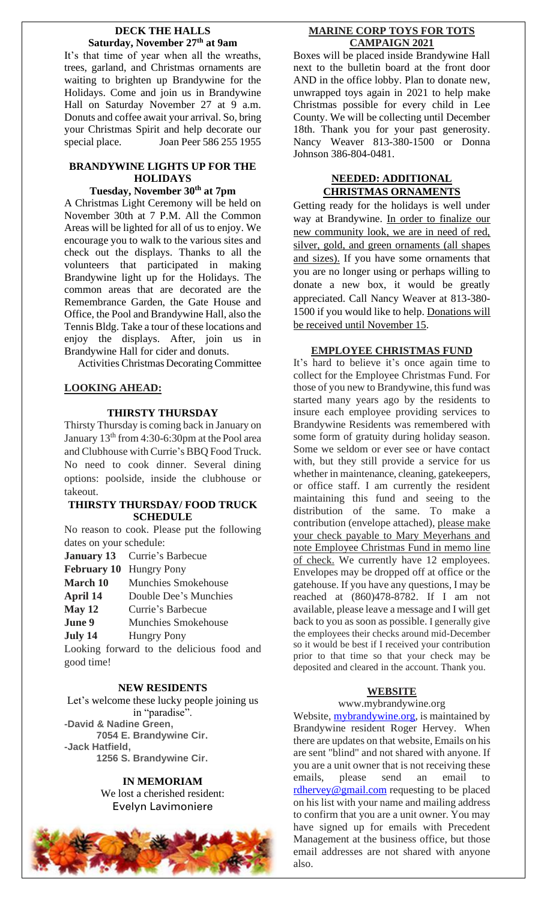## DECK THE HALLS

**Saturday, November 27th at 9am**

It's that time of year when all the wreaths, trees, garland, and Christmas ornaments are waiting to brighten up Brandywine for the Holidays. Come and join us in Brandywine Hall on Saturday November 27 at 9 a.m. Donuts and coffee await your arrival. So, bring your Christmas Spirit and help decorate our special place. Joan Peer 586 255 1955

## BRANDYWINE LIGHTS UP FOR THE HOLIDAYS

**Tuesday, November 30th at 7pm**

A Christmas Light Ceremony will be held on November 30th at 7 P.M. All the Common Areas will be lighted for all of us to enjoy. We encourage you to walk to the various sites and check out the displays. Thanks to all the volunteers that participated in making Brandywine light up for the Holidays. The common areas that are decorated are the Remembrance Garden, the Gate House and Office, the Pool and Brandywine Hall, also the Tennis Bldg. Take a tour of these locations and enjoy the displays. After, join us in Brandywine Hall for cider and donuts.

Activities Christmas Decorating Committee

## LOOKING AHEAD:

### THIRSTY THURSDAY

Thirsty Thursday is coming back in January on January 13th from 4:30-6:30pm at the Pool area and Clubhouse with Currie's BBQ Food Truck. No need to cook dinner. Several dining options: poolside, inside the clubhouse or takeout.

### THIRSTY THURSDAY/ FOOD TRUCK SCHEDULE

No reason to cook. Please put the following dates on your schedule:

| | |
|---|---|
| **January 13** | Currie's Barbecue |
| **February 10** | Hungry Pony |
| **March 10** | Munchies Smokehouse |
| **April 14** | Double Dee's Munchies |
| **May 12** | Currie's Barbecue |
| **June 9** | Munchies Smokehouse |
| **July 14** | Hungry Pony |

Looking forward to the delicious food and good time!

## NEW RESIDENTS

Let's welcome these lucky people joining us in "paradise".

**-David & Nadine Green,**
**7054 E. Brandywine Cir.**
**-Jack Hatfield,**
**1256 S. Brandywine Cir.**

## IN MEMORIAM

We lost a cherished resident:
Evelyn Lavimoniere

## MARINE CORP TOYS FOR TOTS CAMPAIGN 2021

Boxes will be placed inside Brandywine Hall next to the bulletin board at the front door AND in the office lobby. Plan to donate new, unwrapped toys again in 2021 to help make Christmas possible for every child in Lee County. We will be collecting until December 18th. Thank you for your past generosity. Nancy Weaver 813-380-1500 or Donna Johnson 386-804-0481.

## NEEDED: ADDITIONAL CHRISTMAS ORNAMENTS

Getting ready for the holidays is well under way at Brandywine. In order to finalize our new community look, we are in need of red, silver, gold, and green ornaments (all shapes and sizes). If you have some ornaments that you are no longer using or perhaps willing to donate a new box, it would be greatly appreciated. Call Nancy Weaver at 813-380-1500 if you would like to help. Donations will be received until November 15.

## EMPLOYEE CHRISTMAS FUND

It's hard to believe it's once again time to collect for the Employee Christmas Fund. For those of you new to Brandywine, this fund was started many years ago by the residents to insure each employee providing services to Brandywine Residents was remembered with some form of gratuity during holiday season. Some we seldom or ever see or have contact with, but they still provide a service for us whether in maintenance, cleaning, gatekeepers, or office staff. I am currently the resident maintaining this fund and seeing to the distribution of the same. To make a contribution (envelope attached), please make your check payable to Mary Meyerhans and note Employee Christmas Fund in memo line of check. We currently have 12 employees. Envelopes may be dropped off at office or the gatehouse. If you have any questions, I may be reached at (860)478-8782. If I am not available, please leave a message and I will get back to you as soon as possible. I generally give the employees their checks around mid-December so it would be best if I received your contribution prior to that time so that your check may be deposited and cleared in the account. Thank you.

## WEBSITE

www.mybrandywine.org

Website, mybrandywine.org, is maintained by Brandywine resident Roger Hervey. When there are updates on that website, Emails on his are sent "blind" and not shared with anyone. If you are a unit owner that is not receiving these emails, please send an email to rdhervey@gmail.com requesting to be placed on his list with your name and mailing address to confirm that you are a unit owner. You may have signed up for emails with Precedent Management at the business office, but those email addresses are not shared with anyone also.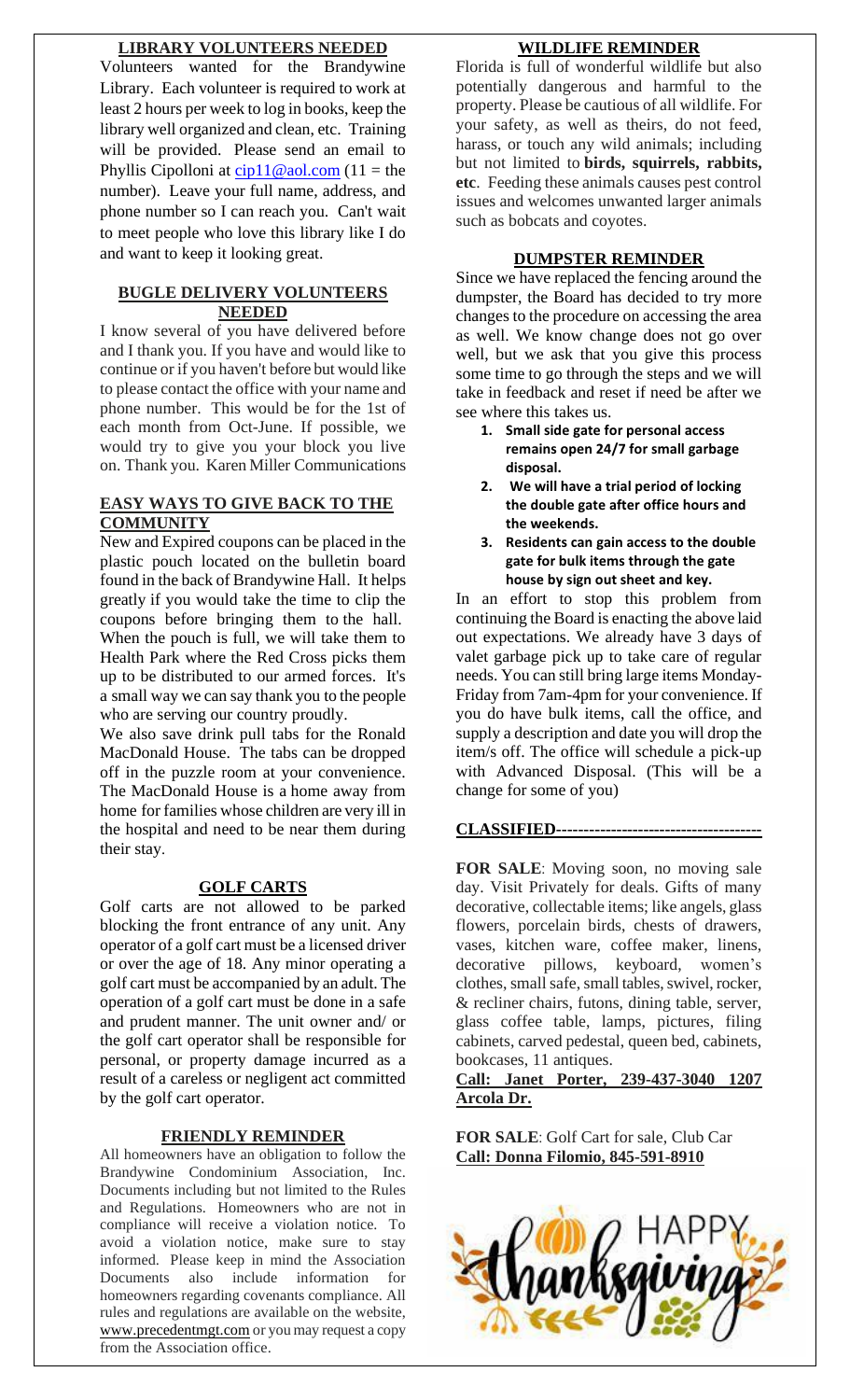## LIBRARY VOLUNTEERS NEEDED

Volunteers wanted for the Brandywine Library. Each volunteer is required to work at least 2 hours per week to log in books, keep the library well organized and clean, etc. Training will be provided. Please send an email to Phyllis Cipolloni at cip11@aol.com (11 = the number). Leave your full name, address, and phone number so I can reach you. Can't wait to meet people who love this library like I do and want to keep it looking great.

## BUGLE DELIVERY VOLUNTEERS NEEDED

I know several of you have delivered before and I thank you. If you have and would like to continue or if you haven't before but would like to please contact the office with your name and phone number. This would be for the 1st of each month from Oct-June. If possible, we would try to give you your block you live on. Thank you. Karen Miller Communications

## EASY WAYS TO GIVE BACK TO THE COMMUNITY

New and Expired coupons can be placed in the plastic pouch located on the bulletin board found in the back of Brandywine Hall. It helps greatly if you would take the time to clip the coupons before bringing them to the hall. When the pouch is full, we will take them to Health Park where the Red Cross picks them up to be distributed to our armed forces. It's a small way we can say thank you to the people who are serving our country proudly.

We also save drink pull tabs for the Ronald MacDonald House. The tabs can be dropped off in the puzzle room at your convenience. The MacDonald House is a home away from home for families whose children are very ill in the hospital and need to be near them during their stay.

## GOLF CARTS

Golf carts are not allowed to be parked blocking the front entrance of any unit. Any operator of a golf cart must be a licensed driver or over the age of 18. Any minor operating a golf cart must be accompanied by an adult. The operation of a golf cart must be done in a safe and prudent manner. The unit owner and/ or the golf cart operator shall be responsible for personal, or property damage incurred as a result of a careless or negligent act committed by the golf cart operator.

## FRIENDLY REMINDER

All homeowners have an obligation to follow the Brandywine Condominium Association, Inc. Documents including but not limited to the Rules and Regulations. Homeowners who are not in compliance will receive a violation notice. To avoid a violation notice, make sure to stay informed. Please keep in mind the Association Documents also include information for homeowners regarding covenants compliance. All rules and regulations are available on the website, www.precedentmgt.com or you may request a copy from the Association office.

## WILDLIFE REMINDER

Florida is full of wonderful wildlife but also potentially dangerous and harmful to the property. Please be cautious of all wildlife. For your safety, as well as theirs, do not feed, harass, or touch any wild animals; including but not limited to **birds, squirrels, rabbits, etc**. Feeding these animals causes pest control issues and welcomes unwanted larger animals such as bobcats and coyotes.

## DUMPSTER REMINDER

Since we have replaced the fencing around the dumpster, the Board has decided to try more changes to the procedure on accessing the area as well. We know change does not go over well, but we ask that you give this process some time to go through the steps and we will take in feedback and reset if need be after we see where this takes us.

1. **Small side gate for personal access remains open 24/7 for small garbage disposal.**
2. **We will have a trial period of locking the double gate after office hours and the weekends.**
3. **Residents can gain access to the double gate for bulk items through the gate house by sign out sheet and key.**

In an effort to stop this problem from continuing the Board is enacting the above laid out expectations. We already have 3 days of valet garbage pick up to take care of regular needs. You can still bring large items Monday-Friday from 7am-4pm for your convenience. If you do have bulk items, call the office, and supply a description and date you will drop the item/s off. The office will schedule a pick-up with Advanced Disposal. (This will be a change for some of you)

## CLASSIFIED-------------------------------------

**FOR SALE**: Moving soon, no moving sale day. Visit Privately for deals. Gifts of many decorative, collectable items; like angels, glass flowers, porcelain birds, chests of drawers, vases, kitchen ware, coffee maker, linens, decorative pillows, keyboard, women's clothes, small safe, small tables, swivel, rocker, & recliner chairs, futons, dining table, server, glass coffee table, lamps, pictures, filing cabinets, carved pedestal, queen bed, cabinets, bookcases, 11 antiques.

**Call: Janet Porter, 239-437-3040 1207 Arcola Dr.**

**FOR SALE**: Golf Cart for sale, Club Car

**Call: Donna Filomio, 845-591-8910**

HAPPY thanksgiving